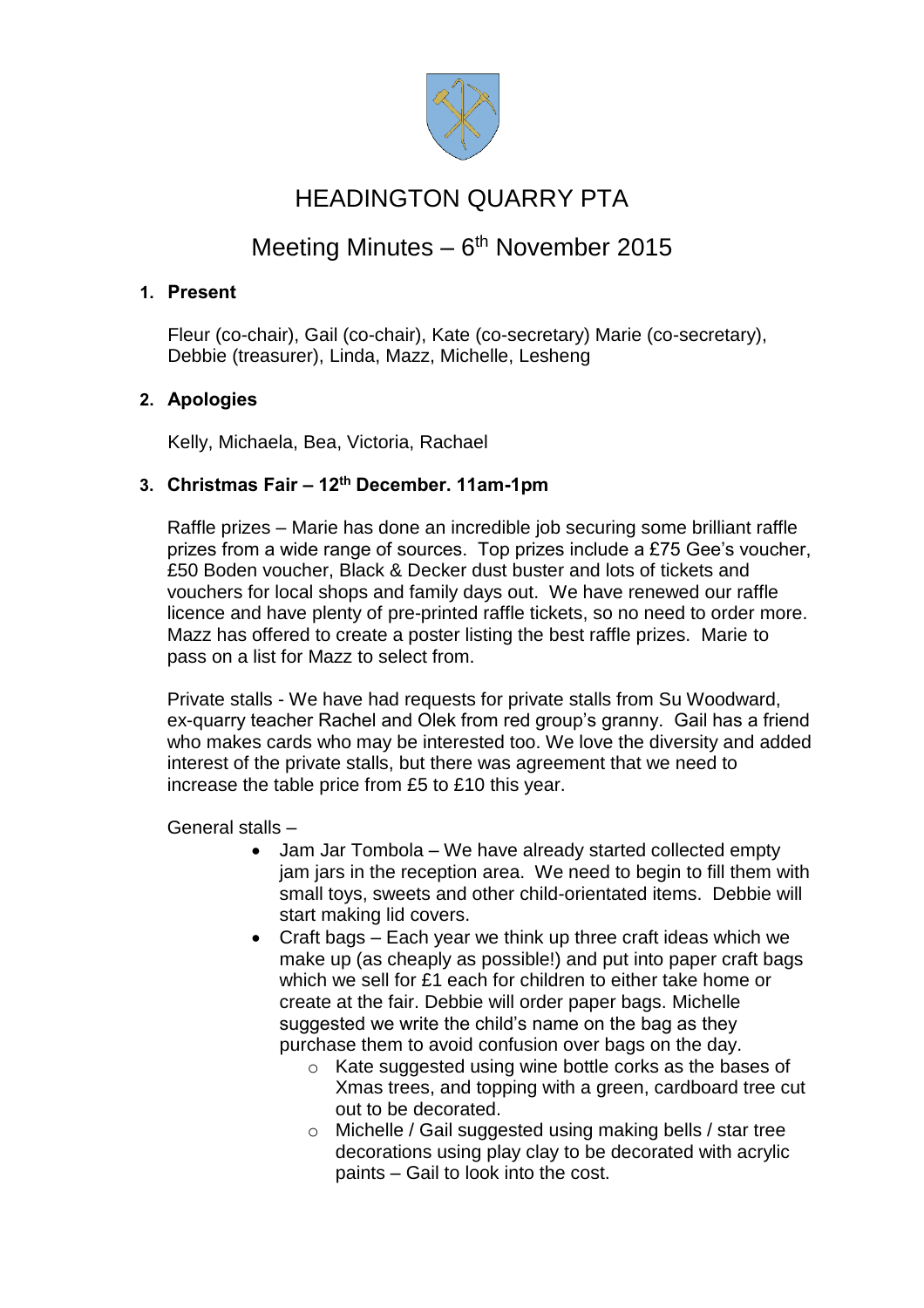# HEADINGTON QUARRY PTA

## Meeting Minutes – 6th November 2015

### 1. Present

Fleur (co-chair), Gail (co-chair), Kate (co-secretary) Marie (co-secretary), Debbie (treasurer), Linda, Mazz, Michelle, Lesheng

### 2. Apologies

Kelly, Michaela, Bea, Victoria, Rachael

### 3. Christmas Fair – 12th December. 11am-1pm

Raffle prizes – Marie has done an incredible job securing some brilliant raffle prizes from a wide range of sources. Top prizes include a £75 Gee's voucher, £50 Boden voucher, Black & Decker dust buster and lots of tickets and vouchers for local shops and family days out. We have renewed our raffle licence and have plenty of pre-printed raffle tickets, so no need to order more. Mazz has offered to create a poster listing the best raffle prizes. Marie to pass on a list for Mazz to select from.

Private stalls - We have had requests for private stalls from Su Woodward, ex-quarry teacher Rachel and Olek from red group's granny. Gail has a friend who makes cards who may be interested too. We love the diversity and added interest of the private stalls, but there was agreement that we need to increase the table price from £5 to £10 this year.

General stalls –

- Jam Jar Tombola – We have already started collected empty jam jars in the reception area. We need to begin to fill them with small toys, sweets and other child-orientated items. Debbie will start making lid covers.
- Craft bags – Each year we think up three craft ideas which we make up (as cheaply as possible!) and put into paper craft bags which we sell for £1 each for children to either take home or create at the fair. Debbie will order paper bags. Michelle suggested we write the child's name on the bag as they purchase them to avoid confusion over bags on the day.
    - Kate suggested using wine bottle corks as the bases of Xmas trees, and topping with a green, cardboard tree cut out to be decorated.
    - Michelle / Gail suggested using making bells / star tree decorations using play clay to be decorated with acrylic paints – Gail to look into the cost.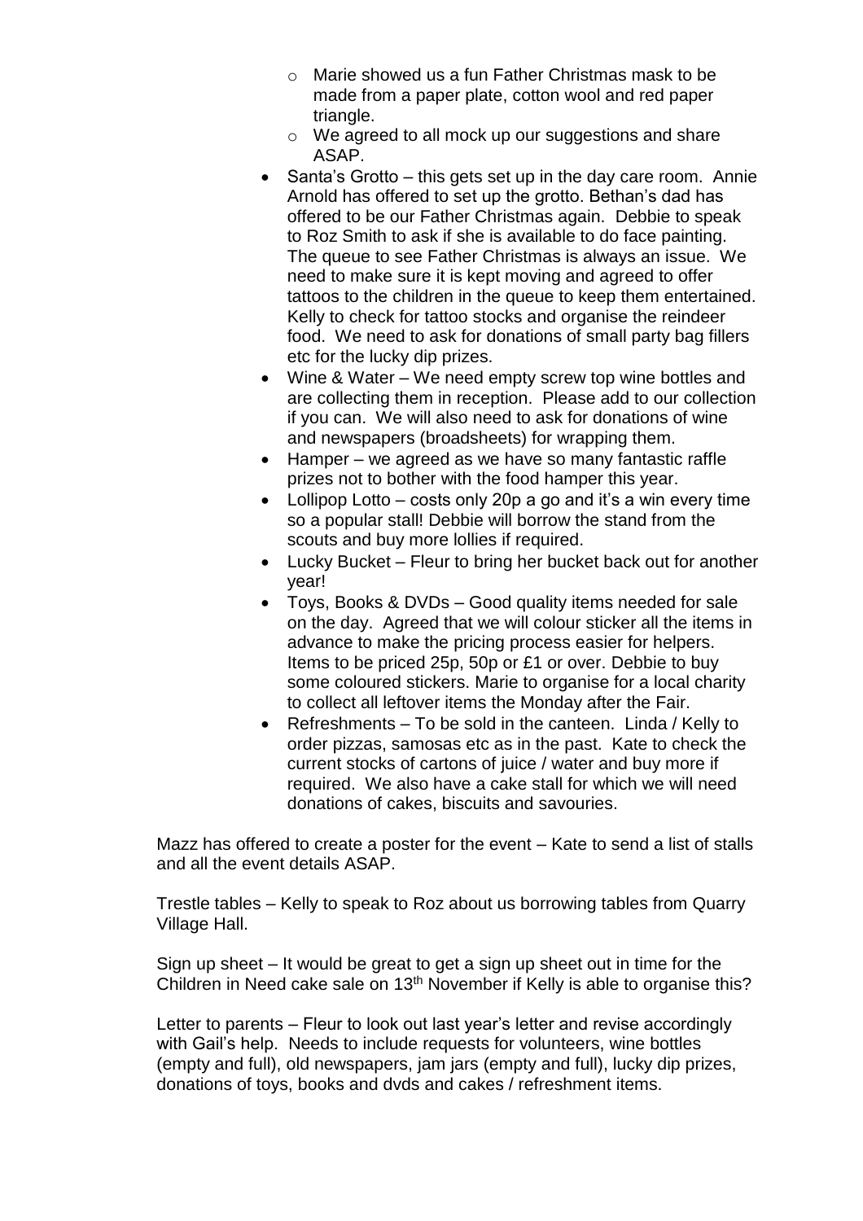- Marie showed us a fun Father Christmas mask to be made from a paper plate, cotton wool and red paper triangle.
  - We agreed to all mock up our suggestions and share ASAP.
- Santa's Grotto – this gets set up in the day care room. Annie Arnold has offered to set up the grotto. Bethan's dad has offered to be our Father Christmas again. Debbie to speak to Roz Smith to ask if she is available to do face painting. The queue to see Father Christmas is always an issue. We need to make sure it is kept moving and agreed to offer tattoos to the children in the queue to keep them entertained. Kelly to check for tattoo stocks and organise the reindeer food. We need to ask for donations of small party bag fillers etc for the lucky dip prizes.
- Wine & Water – We need empty screw top wine bottles and are collecting them in reception. Please add to our collection if you can. We will also need to ask for donations of wine and newspapers (broadsheets) for wrapping them.
- Hamper – we agreed as we have so many fantastic raffle prizes not to bother with the food hamper this year.
- Lollipop Lotto – costs only 20p a go and it's a win every time so a popular stall! Debbie will borrow the stand from the scouts and buy more lollies if required.
- Lucky Bucket – Fleur to bring her bucket back out for another year!
- Toys, Books & DVDs – Good quality items needed for sale on the day. Agreed that we will colour sticker all the items in advance to make the pricing process easier for helpers. Items to be priced 25p, 50p or £1 or over. Debbie to buy some coloured stickers. Marie to organise for a local charity to collect all leftover items the Monday after the Fair.
- Refreshments – To be sold in the canteen. Linda / Kelly to order pizzas, samosas etc as in the past. Kate to check the current stocks of cartons of juice / water and buy more if required. We also have a cake stall for which we will need donations of cakes, biscuits and savouries.

Mazz has offered to create a poster for the event – Kate to send a list of stalls and all the event details ASAP.

Trestle tables – Kelly to speak to Roz about us borrowing tables from Quarry Village Hall.

Sign up sheet – It would be great to get a sign up sheet out in time for the Children in Need cake sale on 13th November if Kelly is able to organise this?

Letter to parents – Fleur to look out last year's letter and revise accordingly with Gail's help. Needs to include requests for volunteers, wine bottles (empty and full), old newspapers, jam jars (empty and full), lucky dip prizes, donations of toys, books and dvds and cakes / refreshment items.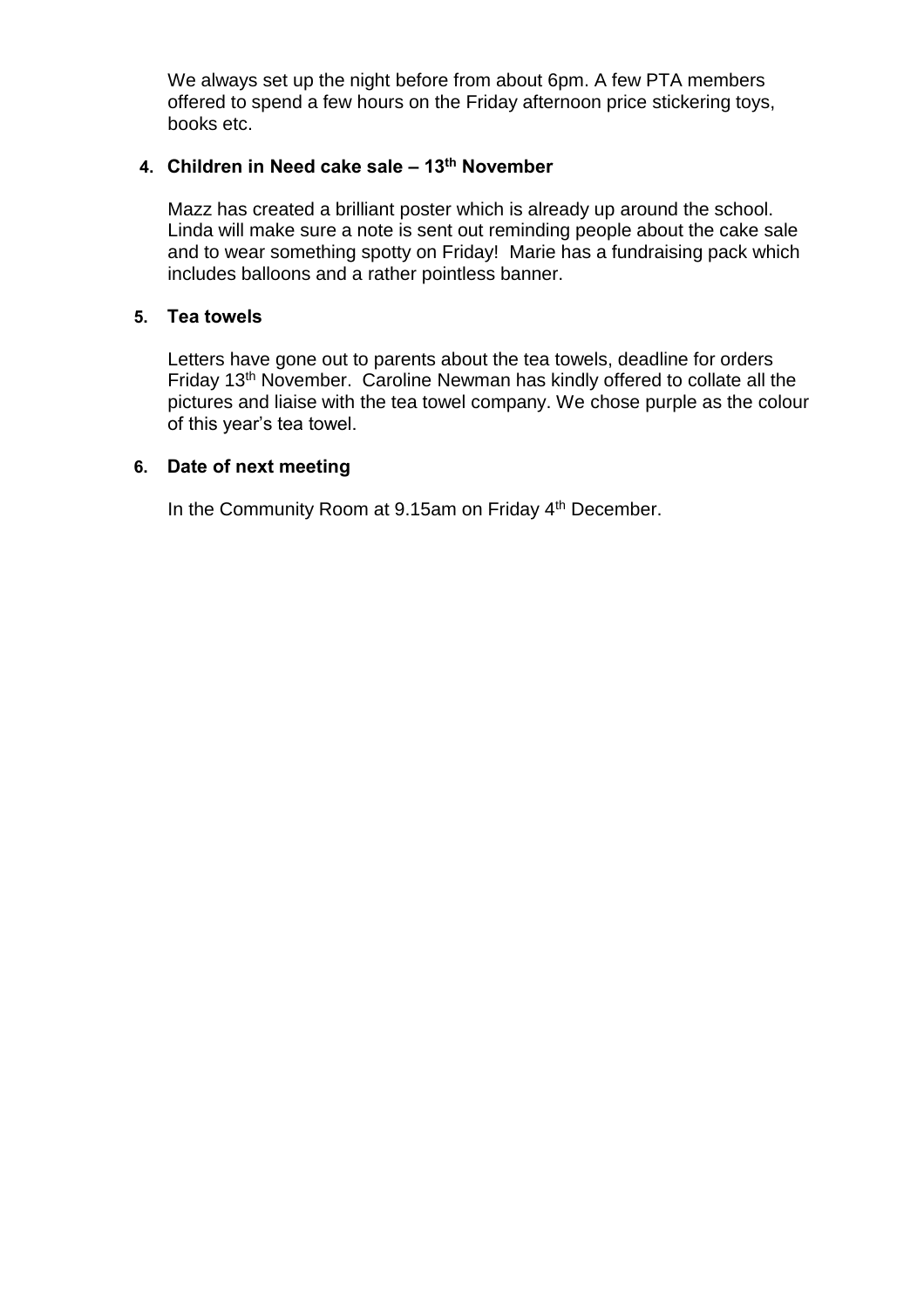We always set up the night before from about 6pm. A few PTA members offered to spend a few hours on the Friday afternoon price stickering toys, books etc.

**4. Children in Need cake sale – 13th November**

Mazz has created a brilliant poster which is already up around the school. Linda will make sure a note is sent out reminding people about the cake sale and to wear something spotty on Friday! Marie has a fundraising pack which includes balloons and a rather pointless banner.

**5. Tea towels**

Letters have gone out to parents about the tea towels, deadline for orders Friday 13th November. Caroline Newman has kindly offered to collate all the pictures and liaise with the tea towel company. We chose purple as the colour of this year's tea towel.

**6. Date of next meeting**

In the Community Room at 9.15am on Friday 4th December.